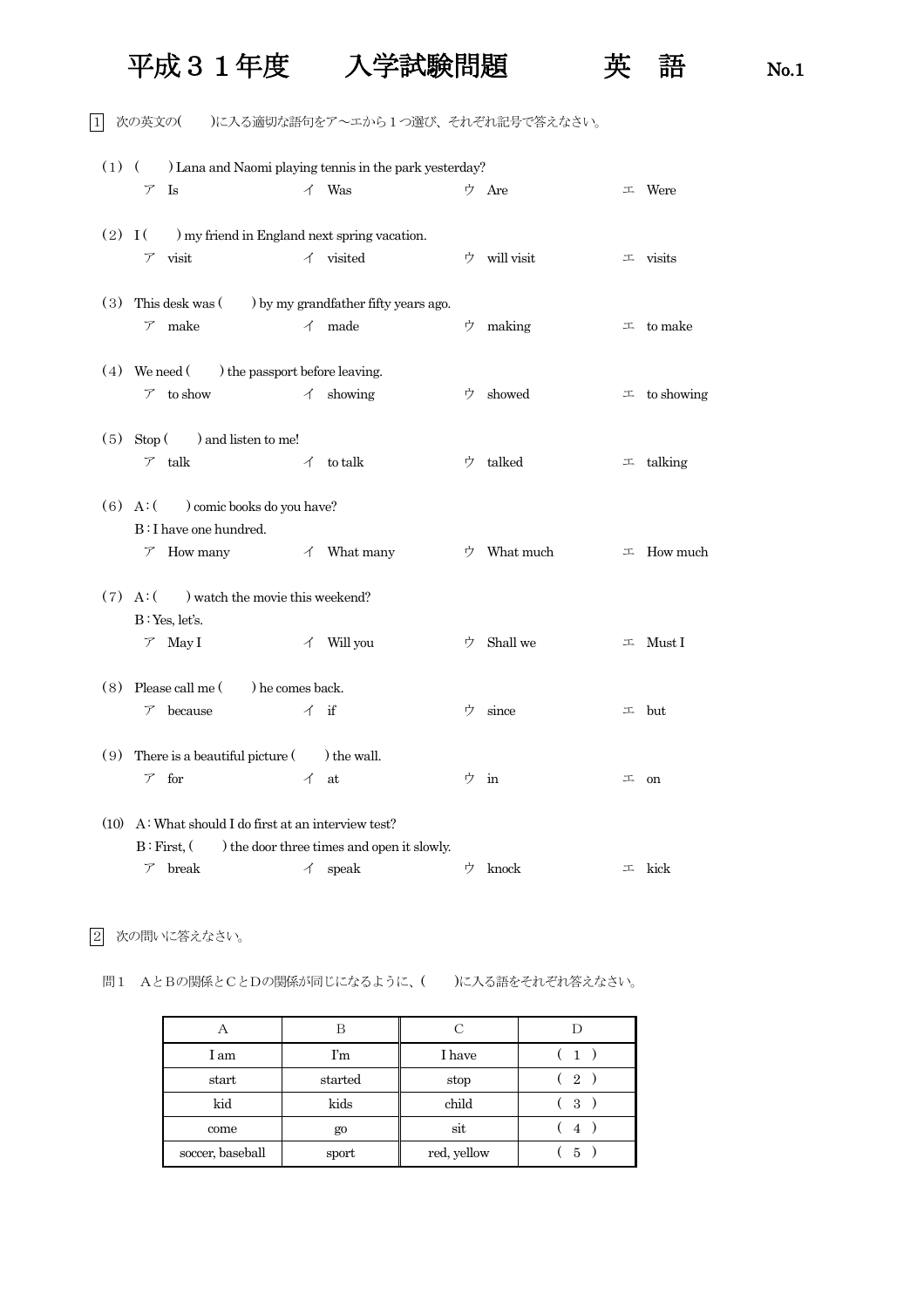# 平成３１年度　　入学試験問題　　　英　語

No.1

1　次の英文の(　　)に入る適切な語句をア～エから１つ選び、それぞれ記号で答えなさい。

（1）(　　) Lana and Naomi playing tennis in the park yesterday?
　ア Is　　イ Was　　ウ Are　　エ Were

（2）I (　　) my friend in England next spring vacation.
　ア visit　　イ visited　　ウ will visit　　エ visits

（3）This desk was (　　) by my grandfather fifty years ago.
　ア make　　イ made　　ウ making　　エ to make

（4）We need (　　) the passport before leaving.
　ア to show　　イ showing　　ウ showed　　エ to showing

（5）Stop (　　) and listen to me!
　ア talk　　イ to talk　　ウ talked　　エ talking

（6）A : (　　) comic books do you have?
　B : I have one hundred.
　ア How many　　イ What many　　ウ What much　　エ How much

（7）A : (　　) watch the movie this weekend?
　B : Yes, let's.
　ア May I　　イ Will you　　ウ Shall we　　エ Must I

（8）Please call me (　　) he comes back.
　ア because　　イ if　　ウ since　　エ but

（9）There is a beautiful picture (　　) the wall.
　ア for　　イ at　　ウ in　　エ on

(10) A : What should I do first at an interview test?
　B : First, (　　) the door three times and open it slowly.
　ア break　　イ speak　　ウ knock　　エ kick

2　次の問いに答えなさい。

問１　ＡとＢの関係とＣとＤの関係が同じになるように、(　　)に入る語をそれぞれ答えなさい。

| A | B | C | D |
|---|---|---|---|
| I am | I'm | I have | ( 1 ) |
| start | started | stop | ( 2 ) |
| kid | kids | child | ( 3 ) |
| come | go | sit | ( 4 ) |
| soccer, baseball | sport | red, yellow | ( 5 ) |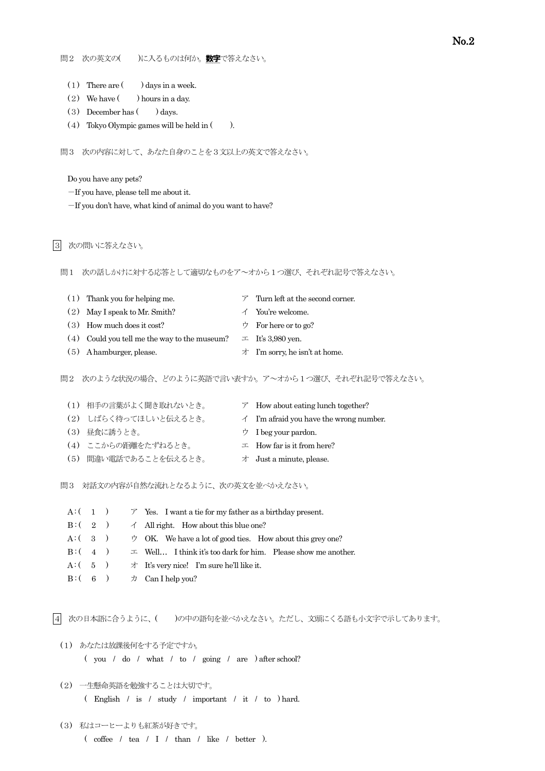問２　次の英文の(　　)に入るものは何か。**数字**で答えなさい。

（１）There are (　　) days in a week.
（２）We have (　　) hours in a day.
（３）December has (　　) days.
（４）Tokyo Olympic games will be held in (　　).

問３　次の内容に対して、あなた自身のことを３文以上の英文で答えなさい。

Do you have any pets?
―If you have, please tell me about it.
―If you don't have, what kind of animal do you want to have?

3　次の問いに答えなさい。

問１　次の話しかけに対する応答として適切なものをア～オから１つ選び、それぞれ記号で答えなさい。

（１）Thank you for helping me.
（２）May I speak to Mr. Smith?
（３）How much does it cost?
（４）Could you tell me the way to the museum?
（５）A hamburger, please.

ア　Turn left at the second corner.
イ　You're welcome.
ウ　For here or to go?
エ　It's 3,980 yen.
オ　I'm sorry, he isn't at home.

問２　次のような状況の場合、どのように英語で言い表すか。ア～オから１つ選び、それぞれ記号で答えなさい。

（１）相手の言葉がよく聞き取れないとき。
（２）しばらく待ってほしいと伝えるとき。
（３）昼食に誘うとき。
（４）ここからの距離をたずねるとき。
（５）間違い電話であることを伝えるとき。

ア　How about eating lunch together?
イ　I'm afraid you have the wrong number.
ウ　I beg your pardon.
エ　How far is it from here?
オ　Just a minute, please.

問３　対話文の内容が自然な流れとなるように、次の英文を並べかえなさい。

A：(　1　)
B：(　2　)
A：(　3　)
B：(　4　)
A：(　5　)
B：(　6　)

ア　Yes.　I want a tie for my father as a birthday present.
イ　All right.　How about this blue one?
ウ　OK.　We have a lot of good ties.　How about this grey one?
エ　Well…　I think it's too dark for him.　Please show me another.
オ　It's very nice!　I'm sure he'll like it.
カ　Can I help you?

4　次の日本語に合うように、(　　)の中の語句を並べかえなさい。ただし、文頭にくる語も小文字で示してあります。

（１）あなたは放課後何をする予定ですか。
　　( you / do / what / to / going / are ) after school?

（２）一生懸命英語を勉強することは大切です。
　　( English / is / study / important / it / to ) hard.

（３）私はコーヒーよりも紅茶が好きです。
　　( coffee / tea / I / than / like / better ).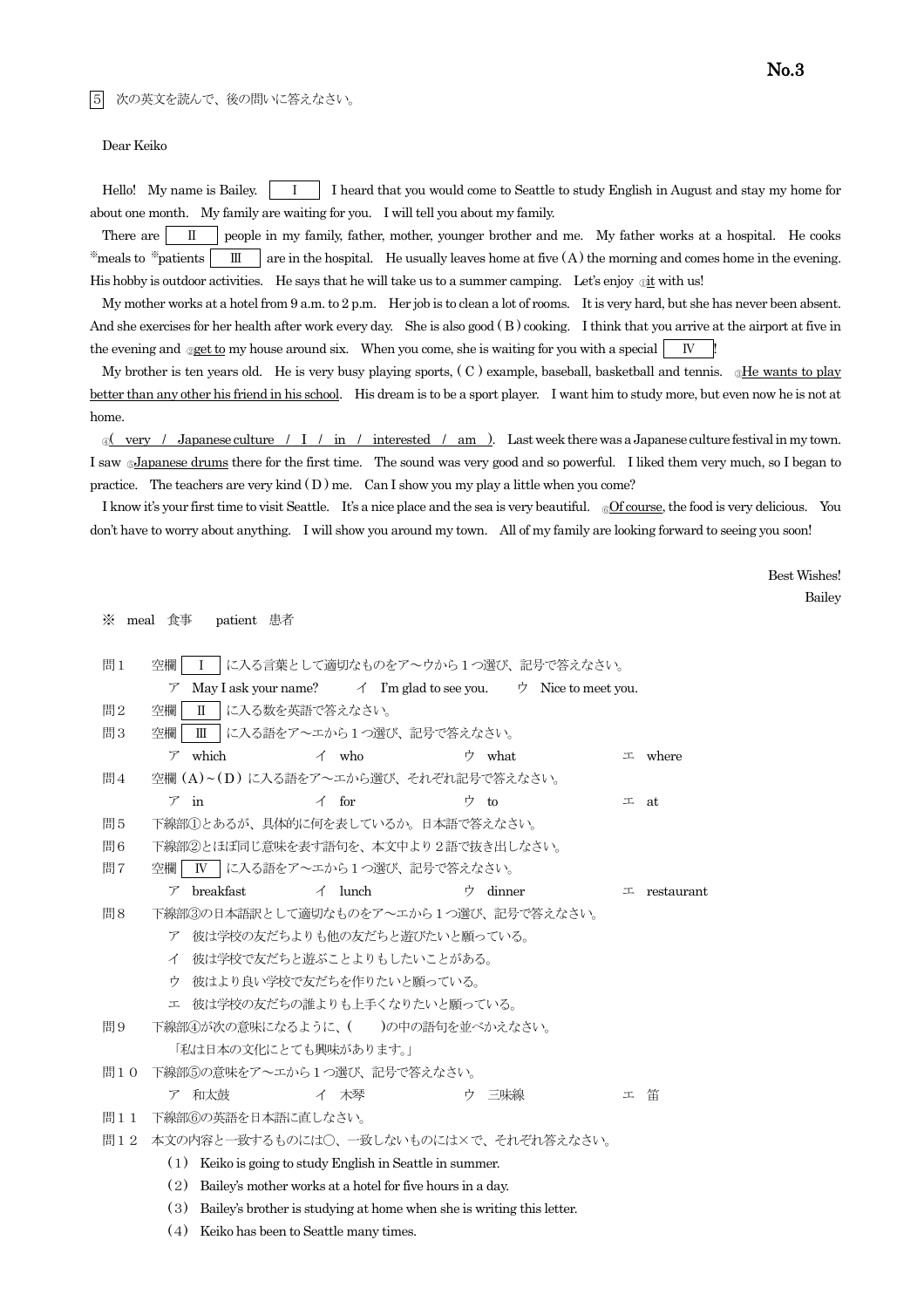5 次の英文を読んで、後の問いに答えなさい。

Dear Keiko

Hello! My name is Bailey. [ I ] I heard that you would come to Seattle to study English in August and stay my home for about one month. My family are waiting for you. I will tell you about my family.

There are [ II ] people in my family, father, mother, younger brother and me. My father works at a hospital. He cooks ※meals to ※patients [ III ] are in the hospital. He usually leaves home at five ( A ) the morning and comes home in the evening. His hobby is outdoor activities. He says that he will take us to a summer camping. Let's enjoy ①it with us!

My mother works at a hotel from 9 a.m. to 2 p.m. Her job is to clean a lot of rooms. It is very hard, but she has never been absent. And she exercises for her health after work every day. She is also good ( B ) cooking. I think that you arrive at the airport at five in the evening and ②get to my house around six. When you come, she is waiting for you with a special [ IV ]!

My brother is ten years old. He is very busy playing sports, ( C ) example, baseball, basketball and tennis. ③He wants to play better than any other his friend in his school. His dream is to be a sport player. I want him to study more, but even now he is not at home.

④( very / Japanese culture / I / in / interested / am ). Last week there was a Japanese culture festival in my town. I saw ⑤Japanese drums there for the first time. The sound was very good and so powerful. I liked them very much, so I began to practice. The teachers are very kind ( D ) me. Can I show you my play a little when you come?

I know it's your first time to visit Seattle. It's a nice place and the sea is very beautiful. ⑥Of course, the food is very delicious. You don't have to worry about anything. I will show you around my town. All of my family are looking forward to seeing you soon!

Best Wishes!
Bailey

※ meal 食事　patient 患者

問１ 空欄 [ I ] に入る言葉として適切なものをア～ウから１つ選び、記号で答えなさい。
　ア May I ask your name?　イ I'm glad to see you.　ウ Nice to meet you.

問２ 空欄 [ II ] に入る数を英語で答えなさい。

問３ 空欄 [ III ] に入る語をア～エから１つ選び、記号で答えなさい。
　ア which　イ who　ウ what　エ where

問４ 空欄 (A)～(D) に入る語をア～エから選び、それぞれ記号で答えなさい。
　ア in　イ for　ウ to　エ at

問５ 下線部①とあるが、具体的に何を表しているか。日本語で答えなさい。

問６ 下線部②とほぼ同じ意味を表す語句を、本文中より２語で抜き出しなさい。

問７ 空欄 [ IV ] に入る語をア～エから１つ選び、記号で答えなさい。
　ア breakfast　イ lunch　ウ dinner　エ restaurant

問８ 下線部③の日本語訳として適切なものをア～エから１つ選び、記号で答えなさい。
　ア 彼は学校の友だちよりも他の友だちと遊びたいと願っている。
　イ 彼は学校で友だちと遊ぶことよりもしたいことがある。
　ウ 彼はより良い学校で友だちを作りたいと願っている。
　エ 彼は学校の友だちの誰よりも上手くなりたいと願っている。

問９ 下線部④が次の意味になるように、(　　)の中の語句を並べかえなさい。
　「私は日本の文化にとても興味があります。」

問１０ 下線部⑤の意味をア～エから１つ選び、記号で答えなさい。
　ア 和太鼓　イ 木琴　ウ 三味線　エ 笛

問１１ 下線部⑥の英語を日本語に直しなさい。

問１２ 本文の内容と一致するものには○、一致しないものには×で、それぞれ答えなさい。
　(1) Keiko is going to study English in Seattle in summer.
　(2) Bailey's mother works at a hotel for five hours in a day.
　(3) Bailey's brother is studying at home when she is writing this letter.
　(4) Keiko has been to Seattle many times.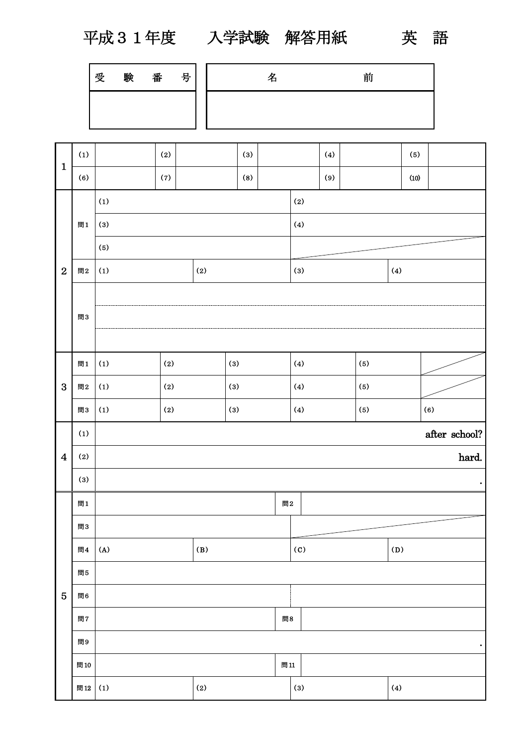# 平成３１年度　　入学試験　解答用紙　　　英　語

| 受　験　番　号 | 名　　　　　前 |
|---|---|
| | |

| | | | | | | | | | | |
|---|---|---|---|---|---|---|---|---|---|---|
| 1 | (1) | | (2) | | (3) | | (4) | | (5) | |
| | (6) | | (7) | | (8) | | (9) | | (10) | |

| | | | |
|---|---|---|---|
| 2 | 問1 | (1) | (2) |
| | | (3) | (4) |
| | | (5) | |
| | 問2 | (1)　　　　(2) | (3)　　　　(4) |
| | 問3 | | |

| | | | | | | | |
|---|---|---|---|---|---|---|---|
| 3 | 問1 | (1) | (2) | (3) | (4) | (5) | |
| | 問2 | (1) | (2) | (3) | (4) | (5) | |
| | 問3 | (1) | (2) | (3) | (4) | (5) | (6) |

| | | |
|---|---|---|
| 4 | (1) | after school? |
| | (2) | hard. |
| | (3) | . |

| | | | | |
|---|---|---|---|---|
| 5 | 問1 | | 問2 | |
| | 問3 | | | |
| | 問4 | (A)　　　　(B) | (C)　　　　(D) | |
| | 問5 | | | |
| | 問6 | | | |
| | 問7 | | 問8 | |
| | 問9 | . | | |
| | 問10 | | 問11 | |
| | 問12 | (1)　　　　(2) | (3)　　　　(4) | |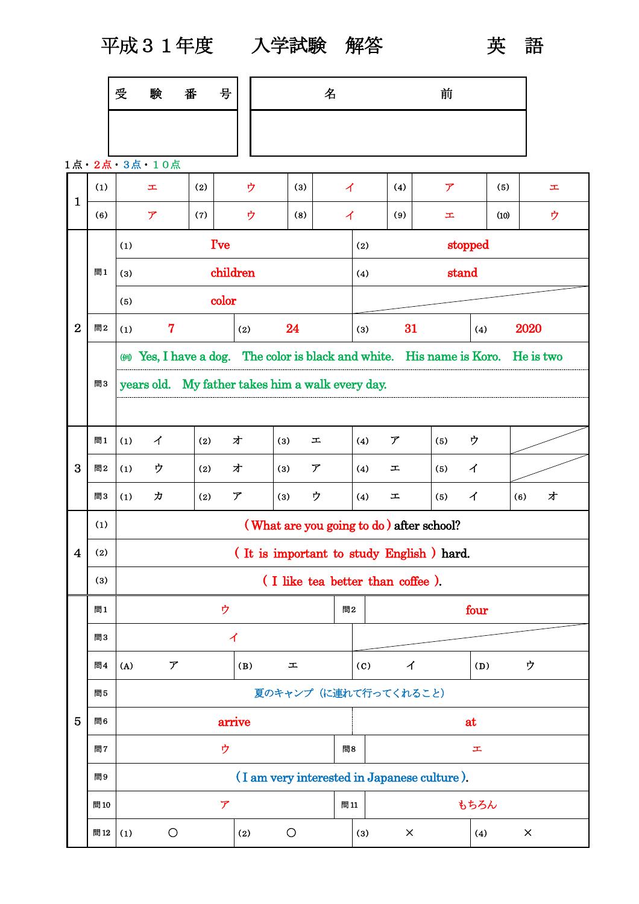# 平成３１年度　入学試験　解答　英　語

| 受　験　番　号 | 名　　　　前 |
|---|---|
| | |

１点・２点・３点・１０点

| | | | | | | | | | | |
|---|---|---|---|---|---|---|---|---|---|---|
| 1 | (1) | エ | (2) | ウ | (3) | イ | (4) | ア | (5) | エ |
| | (6) | ア | (7) | ウ | (8) | イ | (9) | エ | (10) | ウ |

| | | | | | | | | |
|---|---|---|---|---|---|---|---|---|
| 2 | 問1 | (1) | I've | | (2) | stopped | | |
| | | (3) | children | | (4) | stand | | |
| | | (5) | color | | | | | |
| | 問2 | (1) | 7 | (2) 24 | (3) | 31 | (4) | 2020 |
| | 問3 | (例) Yes, I have a dog. The color is black and white. His name is Koro. He is two years old. My father takes him a walk every day. | | | | | | |

| | | | | | | | |
|---|---|---|---|---|---|---|---|
| 3 | 問1 | (1) イ | (2) オ | (3) エ | (4) ア | (5) ウ | |
| | 問2 | (1) ウ | (2) オ | (3) ア | (4) エ | (5) イ | |
| | 問3 | (1) カ | (2) ア | (3) ウ | (4) エ | (5) イ | (6) オ |

| | | |
|---|---|---|
| 4 | (1) | ( What are you going to do ) after school? |
| | (2) | ( It is important to study English ) hard. |
| | (3) | ( I like tea better than coffee ). |

| | | | | | | | | |
|---|---|---|---|---|---|---|---|---|
| 5 | 問1 | ウ | | | 問2 | four | | |
| | 問3 | イ | | | | | | |
| | 問4 | (A) ア | (B) エ | | (C) イ | | (D) ウ | |
| | 問5 | 夏のキャンプ（に連れて行ってくれること） | | | | | | |
| | 問6 | arrive | | | at | | | |
| | 問7 | ウ | | | 問8 | エ | | |
| | 問9 | ( I am very interested in Japanese culture ). | | | | | | |
| | 問10 | ア | | | 問11 | もちろん | | |
| | 問12 | (1) ○ | (2) ○ | | (3) × | | (4) × | |